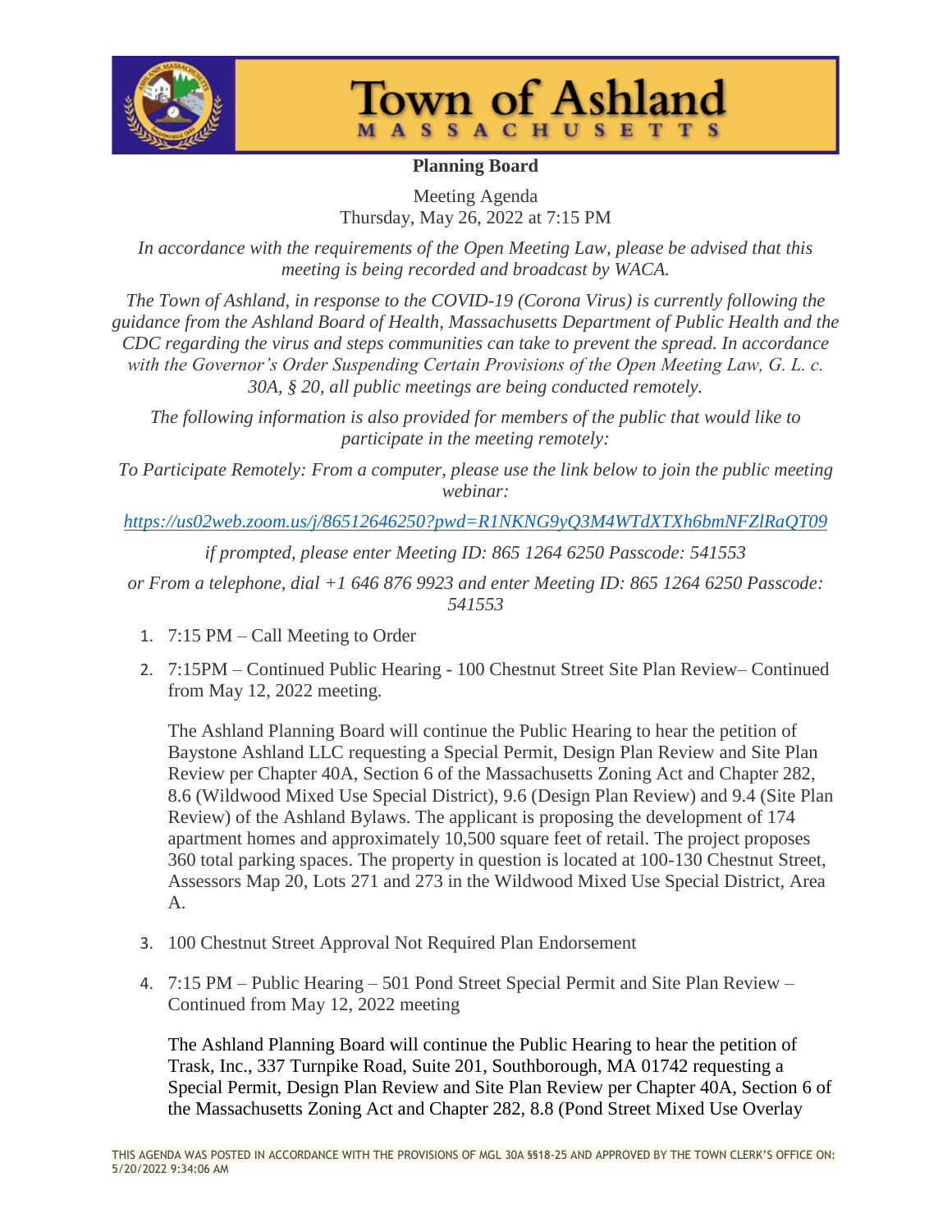# Town of Ashland

MASSACHUSETTS

## Planning Board

Meeting Agenda
Thursday, May 26, 2022 at 7:15 PM

*In accordance with the requirements of the Open Meeting Law, please be advised that this meeting is being recorded and broadcast by WACA.*

*The Town of Ashland, in response to the COVID-19 (Corona Virus) is currently following the guidance from the Ashland Board of Health, Massachusetts Department of Public Health and the CDC regarding the virus and steps communities can take to prevent the spread. In accordance with the Governor's Order Suspending Certain Provisions of the Open Meeting Law, G. L. c. 30A, § 20, all public meetings are being conducted remotely.*

*The following information is also provided for members of the public that would like to participate in the meeting remotely:*

*To Participate Remotely: From a computer, please use the link below to join the public meeting webinar:*

*https://us02web.zoom.us/j/86512646250?pwd=R1NKNG9yQ3M4WTdXTXh6bmNFZlRaQT09*

*if prompted, please enter Meeting ID: 865 1264 6250 Passcode: 541553*

*or From a telephone, dial +1 646 876 9923 and enter Meeting ID: 865 1264 6250 Passcode: 541553*

1. 7:15 PM – Call Meeting to Order
2. 7:15PM – Continued Public Hearing - 100 Chestnut Street Site Plan Review– Continued from May 12, 2022 meeting.

   The Ashland Planning Board will continue the Public Hearing to hear the petition of Baystone Ashland LLC requesting a Special Permit, Design Plan Review and Site Plan Review per Chapter 40A, Section 6 of the Massachusetts Zoning Act and Chapter 282, 8.6 (Wildwood Mixed Use Special District), 9.6 (Design Plan Review) and 9.4 (Site Plan Review) of the Ashland Bylaws. The applicant is proposing the development of 174 apartment homes and approximately 10,500 square feet of retail. The project proposes 360 total parking spaces. The property in question is located at 100-130 Chestnut Street, Assessors Map 20, Lots 271 and 273 in the Wildwood Mixed Use Special District, Area A.

3. 100 Chestnut Street Approval Not Required Plan Endorsement
4. 7:15 PM – Public Hearing – 501 Pond Street Special Permit and Site Plan Review – Continued from May 12, 2022 meeting

   The Ashland Planning Board will continue the Public Hearing to hear the petition of Trask, Inc., 337 Turnpike Road, Suite 201, Southborough, MA 01742 requesting a Special Permit, Design Plan Review and Site Plan Review per Chapter 40A, Section 6 of the Massachusetts Zoning Act and Chapter 282, 8.8 (Pond Street Mixed Use Overlay

THIS AGENDA WAS POSTED IN ACCORDANCE WITH THE PROVISIONS OF MGL 30A §§18-25 AND APPROVED BY THE TOWN CLERK'S OFFICE ON: 5/20/2022 9:34:06 AM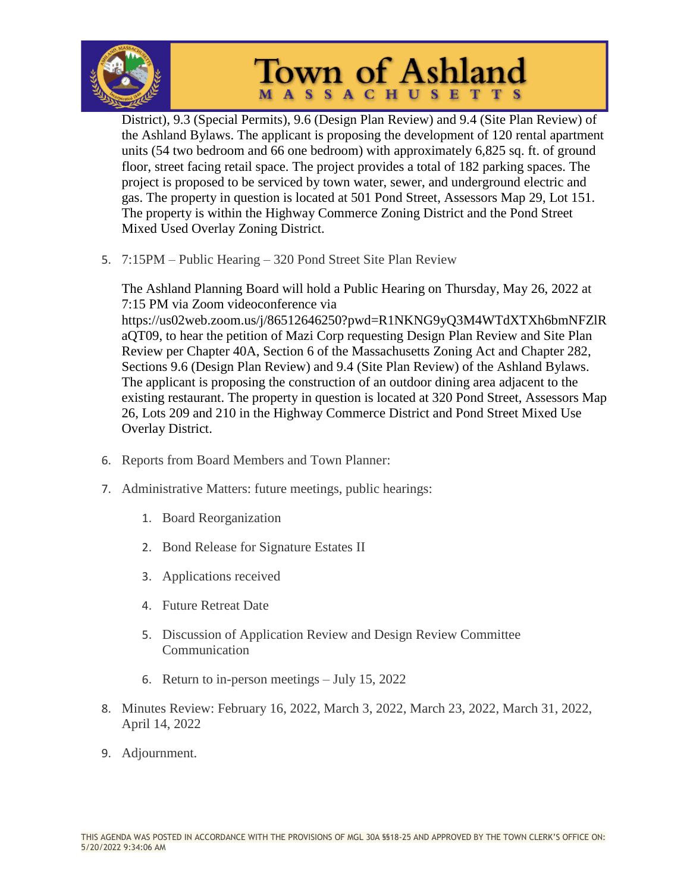District), 9.3 (Special Permits), 9.6 (Design Plan Review) and 9.4 (Site Plan Review) of the Ashland Bylaws. The applicant is proposing the development of 120 rental apartment units (54 two bedroom and 66 one bedroom) with approximately 6,825 sq. ft. of ground floor, street facing retail space. The project provides a total of 182 parking spaces. The project is proposed to be serviced by town water, sewer, and underground electric and gas. The property in question is located at 501 Pond Street, Assessors Map 29, Lot 151. The property is within the Highway Commerce Zoning District and the Pond Street Mixed Used Overlay Zoning District.

5. 7:15PM – Public Hearing – 320 Pond Street Site Plan Review

   The Ashland Planning Board will hold a Public Hearing on Thursday, May 26, 2022 at 7:15 PM via Zoom videoconference via https://us02web.zoom.us/j/86512646250?pwd=R1NKNG9yQ3M4WTdXTXh6bmNFZlRaQT09, to hear the petition of Mazi Corp requesting Design Plan Review and Site Plan Review per Chapter 40A, Section 6 of the Massachusetts Zoning Act and Chapter 282, Sections 9.6 (Design Plan Review) and 9.4 (Site Plan Review) of the Ashland Bylaws. The applicant is proposing the construction of an outdoor dining area adjacent to the existing restaurant. The property in question is located at 320 Pond Street, Assessors Map 26, Lots 209 and 210 in the Highway Commerce District and Pond Street Mixed Use Overlay District.

6. Reports from Board Members and Town Planner:

7. Administrative Matters: future meetings, public hearings:

   1. Board Reorganization
   2. Bond Release for Signature Estates II
   3. Applications received
   4. Future Retreat Date
   5. Discussion of Application Review and Design Review Committee Communication
   6. Return to in-person meetings – July 15, 2022

8. Minutes Review: February 16, 2022, March 3, 2022, March 23, 2022, March 31, 2022, April 14, 2022

9. Adjournment.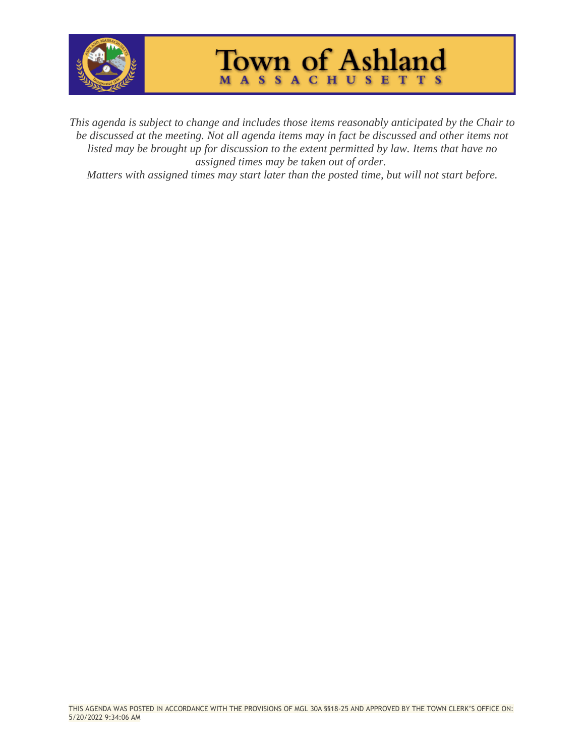# Town of Ashland

MASSACHUSETTS

*This agenda is subject to change and includes those items reasonably anticipated by the Chair to be discussed at the meeting. Not all agenda items may in fact be discussed and other items not listed may be brought up for discussion to the extent permitted by law. Items that have no assigned times may be taken out of order.*

*Matters with assigned times may start later than the posted time, but will not start before.*

THIS AGENDA WAS POSTED IN ACCORDANCE WITH THE PROVISIONS OF MGL 30A §§18-25 AND APPROVED BY THE TOWN CLERK'S OFFICE ON: 5/20/2022 9:34:06 AM